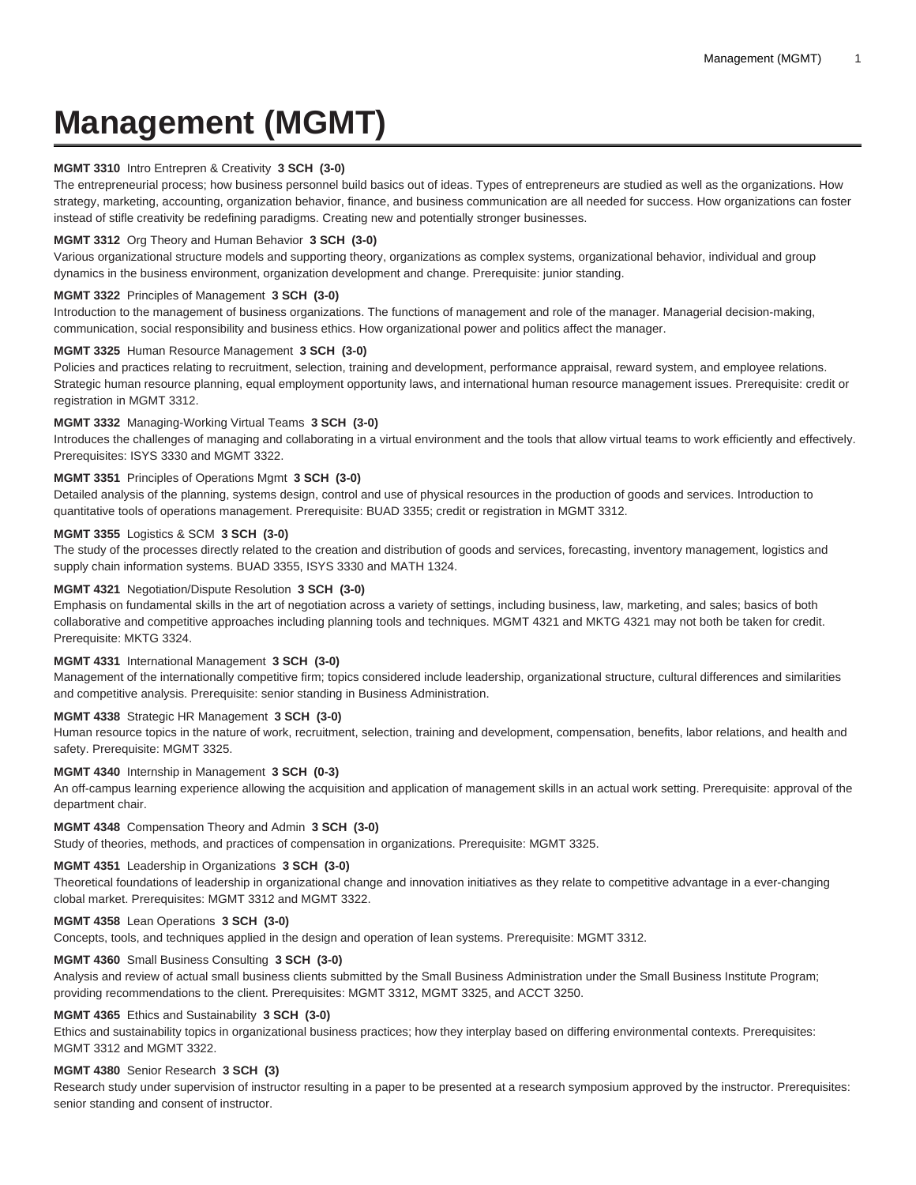# Management (MGMT)

**MGMT 3310** Intro Entrepren & Creativity **3 SCH (3-0)**
The entrepreneurial process; how business personnel build basics out of ideas. Types of entrepreneurs are studied as well as the organizations. How strategy, marketing, accounting, organization behavior, finance, and business communication are all needed for success. How organizations can foster instead of stifle creativity be redefining paradigms. Creating new and potentially stronger businesses.

**MGMT 3312** Org Theory and Human Behavior **3 SCH (3-0)**
Various organizational structure models and supporting theory, organizations as complex systems, organizational behavior, individual and group dynamics in the business environment, organization development and change. Prerequisite: junior standing.

**MGMT 3322** Principles of Management **3 SCH (3-0)**
Introduction to the management of business organizations. The functions of management and role of the manager. Managerial decision-making, communication, social responsibility and business ethics. How organizational power and politics affect the manager.

**MGMT 3325** Human Resource Management **3 SCH (3-0)**
Policies and practices relating to recruitment, selection, training and development, performance appraisal, reward system, and employee relations. Strategic human resource planning, equal employment opportunity laws, and international human resource management issues. Prerequisite: credit or registration in MGMT 3312.

**MGMT 3332** Managing-Working Virtual Teams **3 SCH (3-0)**
Introduces the challenges of managing and collaborating in a virtual environment and the tools that allow virtual teams to work efficiently and effectively. Prerequisites: ISYS 3330 and MGMT 3322.

**MGMT 3351** Principles of Operations Mgmt **3 SCH (3-0)**
Detailed analysis of the planning, systems design, control and use of physical resources in the production of goods and services. Introduction to quantitative tools of operations management. Prerequisite: BUAD 3355; credit or registration in MGMT 3312.

**MGMT 3355** Logistics & SCM **3 SCH (3-0)**
The study of the processes directly related to the creation and distribution of goods and services, forecasting, inventory management, logistics and supply chain information systems. BUAD 3355, ISYS 3330 and MATH 1324.

**MGMT 4321** Negotiation/Dispute Resolution **3 SCH (3-0)**
Emphasis on fundamental skills in the art of negotiation across a variety of settings, including business, law, marketing, and sales; basics of both collaborative and competitive approaches including planning tools and techniques. MGMT 4321 and MKTG 4321 may not both be taken for credit. Prerequisite: MKTG 3324.

**MGMT 4331** International Management **3 SCH (3-0)**
Management of the internationally competitive firm; topics considered include leadership, organizational structure, cultural differences and similarities and competitive analysis. Prerequisite: senior standing in Business Administration.

**MGMT 4338** Strategic HR Management **3 SCH (3-0)**
Human resource topics in the nature of work, recruitment, selection, training and development, compensation, benefits, labor relations, and health and safety. Prerequisite: MGMT 3325.

**MGMT 4340** Internship in Management **3 SCH (0-3)**
An off-campus learning experience allowing the acquisition and application of management skills in an actual work setting. Prerequisite: approval of the department chair.

**MGMT 4348** Compensation Theory and Admin **3 SCH (3-0)**
Study of theories, methods, and practices of compensation in organizations. Prerequisite: MGMT 3325.

**MGMT 4351** Leadership in Organizations **3 SCH (3-0)**
Theoretical foundations of leadership in organizational change and innovation initiatives as they relate to competitive advantage in a ever-changing clobal market. Prerequisites: MGMT 3312 and MGMT 3322.

**MGMT 4358** Lean Operations **3 SCH (3-0)**
Concepts, tools, and techniques applied in the design and operation of lean systems. Prerequisite: MGMT 3312.

**MGMT 4360** Small Business Consulting **3 SCH (3-0)**
Analysis and review of actual small business clients submitted by the Small Business Administration under the Small Business Institute Program; providing recommendations to the client. Prerequisites: MGMT 3312, MGMT 3325, and ACCT 3250.

**MGMT 4365** Ethics and Sustainability **3 SCH (3-0)**
Ethics and sustainability topics in organizational business practices; how they interplay based on differing environmental contexts. Prerequisites: MGMT 3312 and MGMT 3322.

**MGMT 4380** Senior Research **3 SCH (3)**
Research study under supervision of instructor resulting in a paper to be presented at a research symposium approved by the instructor. Prerequisites: senior standing and consent of instructor.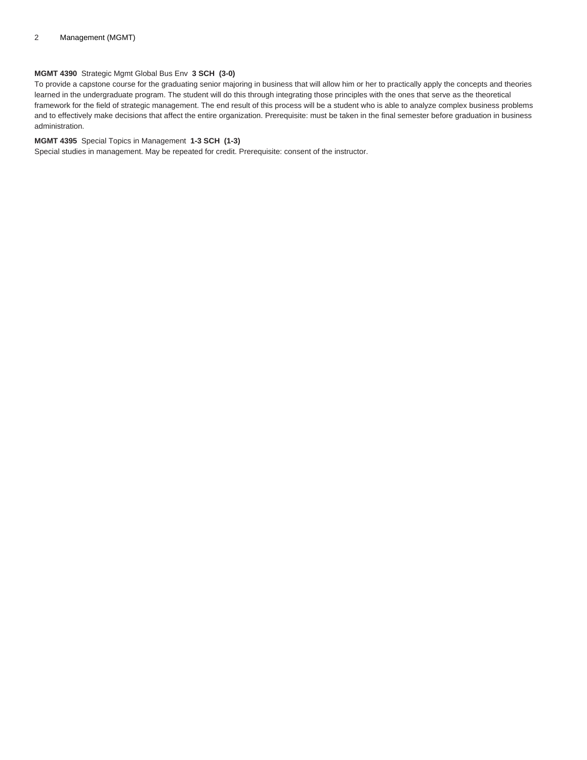**MGMT 4390** Strategic Mgmt Global Bus Env **3 SCH (3-0)**
To provide a capstone course for the graduating senior majoring in business that will allow him or her to practically apply the concepts and theories learned in the undergraduate program. The student will do this through integrating those principles with the ones that serve as the theoretical framework for the field of strategic management. The end result of this process will be a student who is able to analyze complex business problems and to effectively make decisions that affect the entire organization. Prerequisite: must be taken in the final semester before graduation in business administration.

**MGMT 4395** Special Topics in Management **1-3 SCH (1-3)**
Special studies in management. May be repeated for credit. Prerequisite: consent of the instructor.